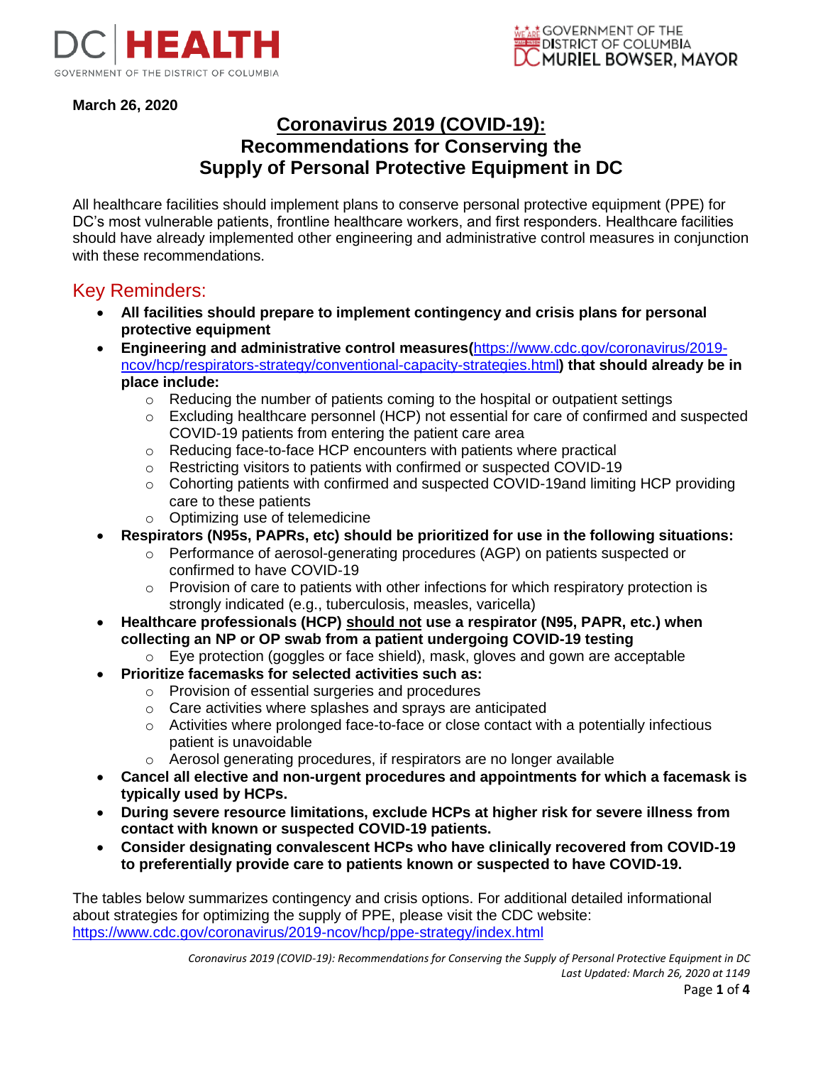**March 26, 2020**

# Coronavirus 2019 (COVID-19): Recommendations for Conserving the Supply of Personal Protective Equipment in DC

All healthcare facilities should implement plans to conserve personal protective equipment (PPE) for DC's most vulnerable patients, frontline healthcare workers, and first responders. Healthcare facilities should have already implemented other engineering and administrative control measures in conjunction with these recommendations.

## Key Reminders:

- **All facilities should prepare to implement contingency and crisis plans for personal protective equipment**
- **Engineering and administrative control measures(**https://www.cdc.gov/coronavirus/2019-ncov/hcp/respirators-strategy/conventional-capacity-strategies.html**) that should already be in place include:**
  - Reducing the number of patients coming to the hospital or outpatient settings
  - Excluding healthcare personnel (HCP) not essential for care of confirmed and suspected COVID-19 patients from entering the patient care area
  - Reducing face-to-face HCP encounters with patients where practical
  - Restricting visitors to patients with confirmed or suspected COVID-19
  - Cohorting patients with confirmed and suspected COVID-19and limiting HCP providing care to these patients
  - Optimizing use of telemedicine
- **Respirators (N95s, PAPRs, etc) should be prioritized for use in the following situations:**
  - Performance of aerosol-generating procedures (AGP) on patients suspected or confirmed to have COVID-19
  - Provision of care to patients with other infections for which respiratory protection is strongly indicated (e.g., tuberculosis, measles, varicella)
- **Healthcare professionals (HCP) <u>should not</u> use a respirator (N95, PAPR, etc.) when collecting an NP or OP swab from a patient undergoing COVID-19 testing**
  - Eye protection (goggles or face shield), mask, gloves and gown are acceptable
- **Prioritize facemasks for selected activities such as:**
  - Provision of essential surgeries and procedures
  - Care activities where splashes and sprays are anticipated
  - Activities where prolonged face-to-face or close contact with a potentially infectious patient is unavoidable
  - Aerosol generating procedures, if respirators are no longer available
- **Cancel all elective and non-urgent procedures and appointments for which a facemask is typically used by HCPs.**
- **During severe resource limitations, exclude HCPs at higher risk for severe illness from contact with known or suspected COVID-19 patients.**
- **Consider designating convalescent HCPs who have clinically recovered from COVID-19 to preferentially provide care to patients known or suspected to have COVID-19.**

The tables below summarizes contingency and crisis options. For additional detailed informational about strategies for optimizing the supply of PPE, please visit the CDC website: https://www.cdc.gov/coronavirus/2019-ncov/hcp/ppe-strategy/index.html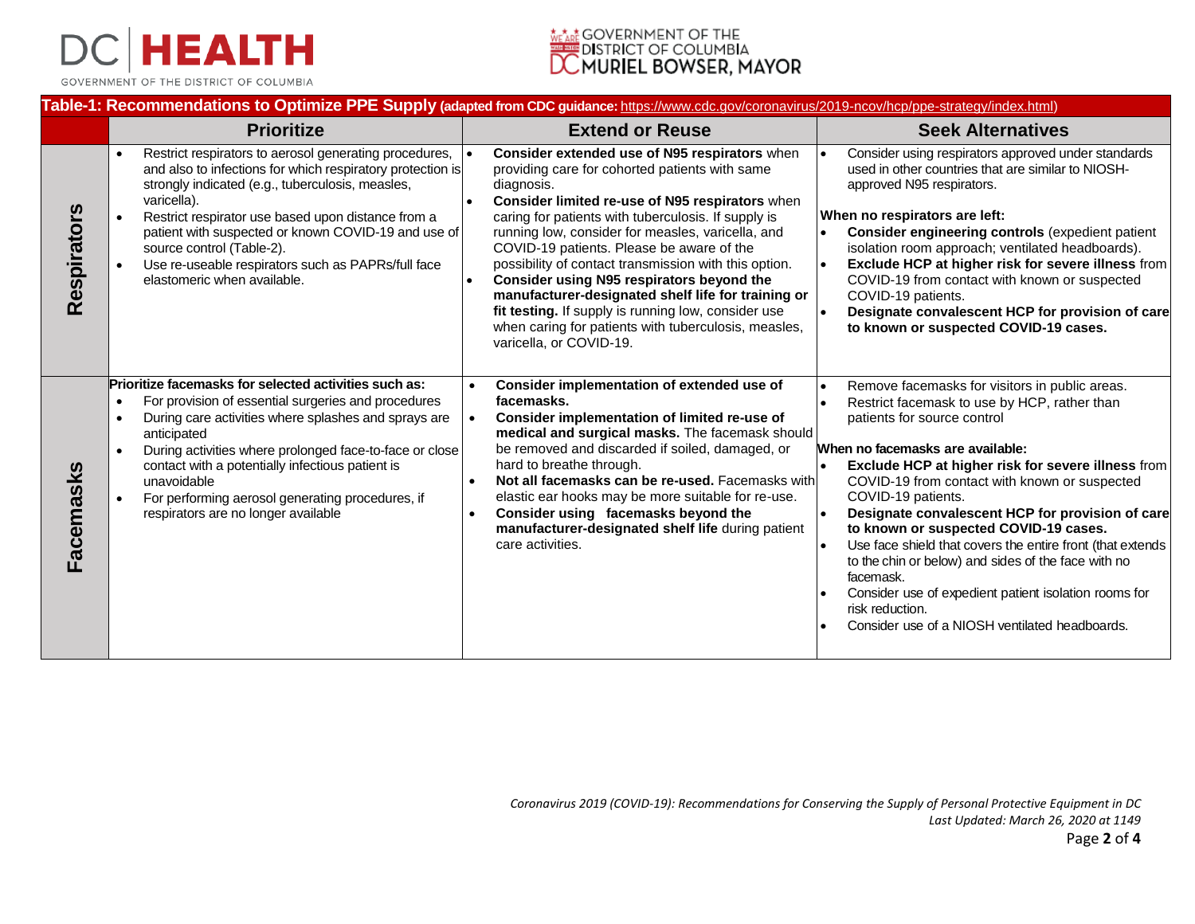**Table-1: Recommendations to Optimize PPE Supply** (adapted from CDC guidance: https://www.cdc.gov/coronavirus/2019-ncov/hcp/ppe-strategy/index.html)

| | Prioritize | Extend or Reuse | Seek Alternatives |
|---|---|---|---|
| **Respirators** | • Restrict respirators to aerosol generating procedures, and also to infections for which respiratory protection is strongly indicated (e.g., tuberculosis, measles, varicella).<br>• Restrict respirator use based upon distance from a patient with suspected or known COVID-19 and use of source control (Table-2).<br>• Use re-useable respirators such as PAPRs/full face elastomeric when available. | • **Consider extended use of N95 respirators** when providing care for cohorted patients with same diagnosis.<br>• **Consider limited re-use of N95 respirators** when caring for patients with tuberculosis. If supply is running low, consider for measles, varicella, and COVID-19 patients. Please be aware of the possibility of contact transmission with this option.<br>• **Consider using N95 respirators beyond the manufacturer-designated shelf life for training or fit testing.** If supply is running low, consider use when caring for patients with tuberculosis, measles, varicella, or COVID-19. | • Consider using respirators approved under standards used in other countries that are similar to NIOSH-approved N95 respirators.<br><br>**When no respirators are left:**<br>• **Consider engineering controls** (expedient patient isolation room approach; ventilated headboards).<br>• **Exclude HCP at higher risk for severe illness** from COVID-19 from contact with known or suspected COVID-19 patients.<br>• **Designate convalescent HCP for provision of care to known or suspected COVID-19 cases.** |
| **Facemasks** | **Prioritize facemasks for selected activities such as:**<br>• For provision of essential surgeries and procedures<br>• During care activities where splashes and sprays are anticipated<br>• During activities where prolonged face-to-face or close contact with a potentially infectious patient is unavoidable<br>• For performing aerosol generating procedures, if respirators are no longer available | • **Consider implementation of extended use of facemasks.**<br>• **Consider implementation of limited re-use of medical and surgical masks.** The facemask should be removed and discarded if soiled, damaged, or hard to breathe through.<br>• **Not all facemasks can be re-used.** Facemasks with elastic ear hooks may be more suitable for re-use.<br>• **Consider using facemasks beyond the manufacturer-designated shelf life** during patient care activities. | • Remove facemasks for visitors in public areas.<br>• Restrict facemask to use by HCP, rather than patients for source control<br><br>**When no facemasks are available:**<br>• **Exclude HCP at higher risk for severe illness** from COVID-19 from contact with known or suspected COVID-19 patients.<br>• **Designate convalescent HCP for provision of care to known or suspected COVID-19 cases.**<br>• Use face shield that covers the entire front (that extends to the chin or below) and sides of the face with no facemask.<br>• Consider use of expedient patient isolation rooms for risk reduction.<br>• Consider use of a NIOSH ventilated headboards. |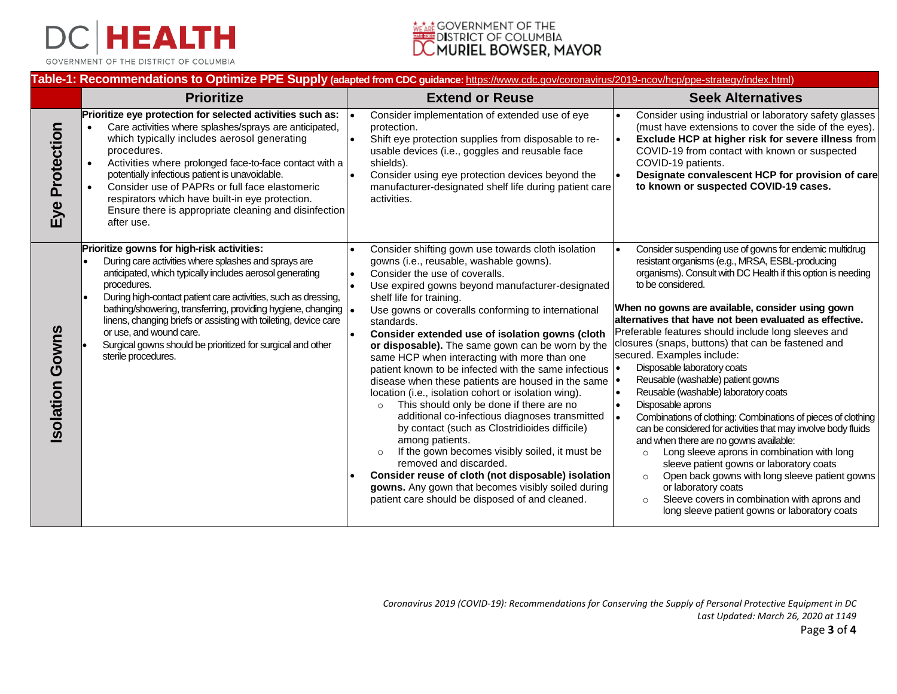DC HEALTH
GOVERNMENT OF THE DISTRICT OF COLUMBIA

GOVERNMENT OF THE DISTRICT OF COLUMBIA
MURIEL BOWSER, MAYOR

## Table-1: Recommendations to Optimize PPE Supply (adapted from CDC guidance: https://www.cdc.gov/coronavirus/2019-ncov/hcp/ppe-strategy/index.html)

| | Prioritize | Extend or Reuse | Seek Alternatives |
|---|---|---|---|
| **Eye Protection** | **Prioritize eye protection for selected activities such as:**<br>• Care activities where splashes/sprays are anticipated, which typically includes aerosol generating procedures.<br>• Activities where prolonged face-to-face contact with a potentially infectious patient is unavoidable.<br>• Consider use of PAPRs or full face elastomeric respirators which have built-in eye protection. Ensure there is appropriate cleaning and disinfection after use. | • Consider implementation of extended use of eye protection.<br>• Shift eye protection supplies from disposable to re-usable devices (i.e., goggles and reusable face shields).<br>• Consider using eye protection devices beyond the manufacturer-designated shelf life during patient care activities. | • Consider using industrial or laboratory safety glasses (must have extensions to cover the side of the eyes).<br>• **Exclude HCP at higher risk for severe illness** from COVID-19 from contact with known or suspected COVID-19 patients.<br>• **Designate convalescent HCP for provision of care to known or suspected COVID-19 cases.** |
| **Isolation Gowns** | **Prioritize gowns for high-risk activities:**<br>• During care activities where splashes and sprays are anticipated, which typically includes aerosol generating procedures.<br>• During high-contact patient care activities, such as dressing, bathing/showering, transferring, providing hygiene, changing linens, changing briefs or assisting with toileting, device care or use, and wound care.<br>• Surgical gowns should be prioritized for surgical and other sterile procedures. | • Consider shifting gown use towards cloth isolation gowns (i.e., reusable, washable gowns).<br>• Consider the use of coveralls.<br>• Use expired gowns beyond manufacturer-designated shelf life for training.<br>• Use gowns or coveralls conforming to international standards.<br>• **Consider extended use of isolation gowns (cloth or disposable).** The same gown can be worn by the same HCP when interacting with more than one patient known to be infected with the same infectious disease when these patients are housed in the same location (i.e., isolation cohort or isolation wing).<br>  ○ This should only be done if there are no additional co-infectious diagnoses transmitted by contact (such as Clostridioides difficile) among patients.<br>  ○ If the gown becomes visibly soiled, it must be removed and discarded.<br>• **Consider reuse of cloth (not disposable) isolation gowns.** Any gown that becomes visibly soiled during patient care should be disposed of and cleaned. | • Consider suspending use of gowns for endemic multidrug resistant organisms (e.g., MRSA, ESBL-producing organisms). Consult with DC Health if this option is needing to be considered.<br><br>**When no gowns are available, consider using gown alternatives that have not been evaluated as effective.** Preferable features should include long sleeves and closures (snaps, buttons) that can be fastened and secured. Examples include:<br>• Disposable laboratory coats<br>• Reusable (washable) patient gowns<br>• Reusable (washable) laboratory coats<br>• Disposable aprons<br>• Combinations of clothing: Combinations of pieces of clothing can be considered for activities that may involve body fluids and when there are no gowns available:<br>  ○ Long sleeve aprons in combination with long sleeve patient gowns or laboratory coats<br>  ○ Open back gowns with long sleeve patient gowns or laboratory coats<br>  ○ Sleeve covers in combination with aprons and long sleeve patient gowns or laboratory coats |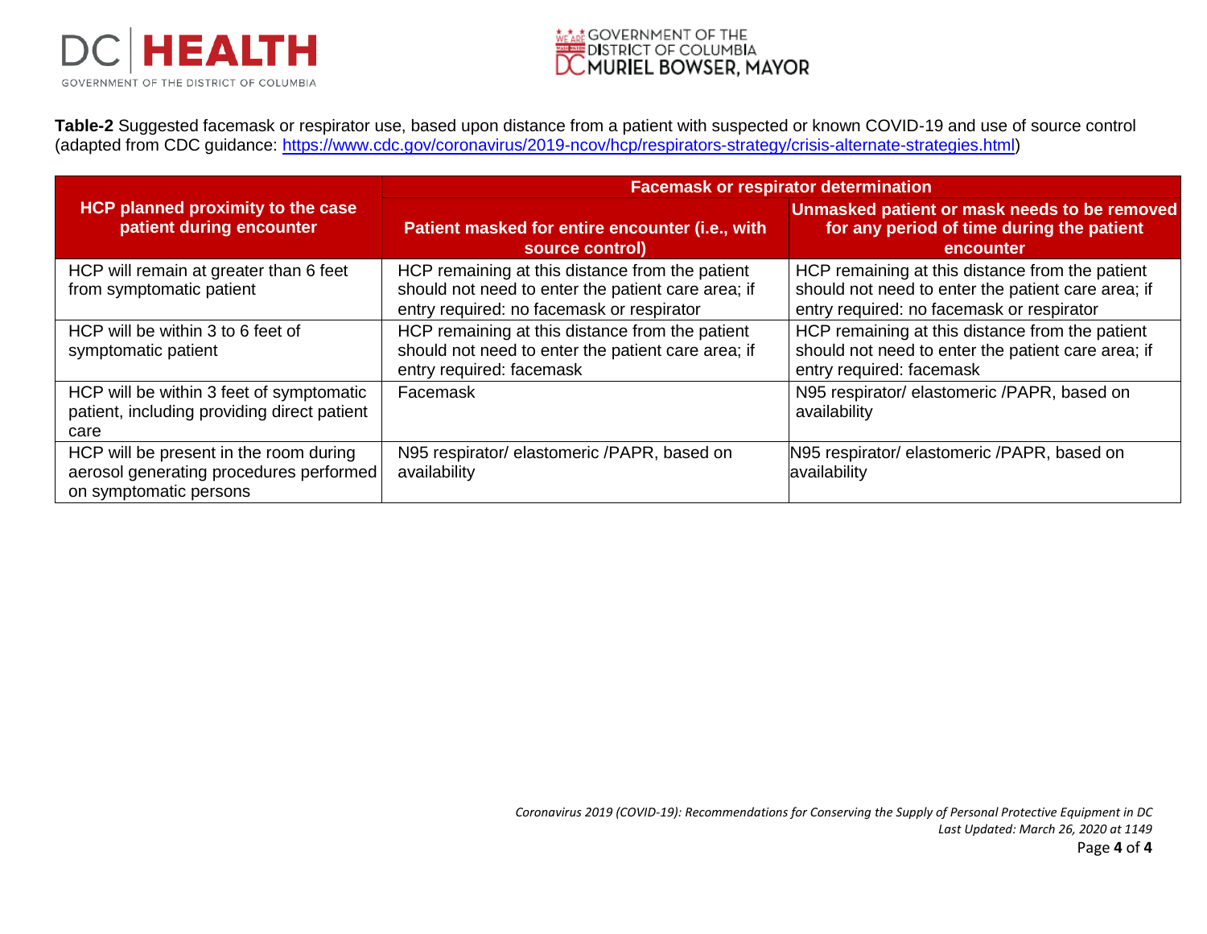**Table-2** Suggested facemask or respirator use, based upon distance from a patient with suspected or known COVID-19 and use of source control (adapted from CDC guidance: https://www.cdc.gov/coronavirus/2019-ncov/hcp/respirators-strategy/crisis-alternate-strategies.html)

| HCP planned proximity to the case patient during encounter | Facemask or respirator determination | |
|---|---|---|
| | **Patient masked for entire encounter (i.e., with source control)** | **Unmasked patient or mask needs to be removed for any period of time during the patient encounter** |
| HCP will remain at greater than 6 feet from symptomatic patient | HCP remaining at this distance from the patient should not need to enter the patient care area; if entry required: no facemask or respirator | HCP remaining at this distance from the patient should not need to enter the patient care area; if entry required: no facemask or respirator |
| HCP will be within 3 to 6 feet of symptomatic patient | HCP remaining at this distance from the patient should not need to enter the patient care area; if entry required: facemask | HCP remaining at this distance from the patient should not need to enter the patient care area; if entry required: facemask |
| HCP will be within 3 feet of symptomatic patient, including providing direct patient care | Facemask | N95 respirator/ elastomeric /PAPR, based on availability |
| HCP will be present in the room during aerosol generating procedures performed on symptomatic persons | N95 respirator/ elastomeric /PAPR, based on availability | N95 respirator/ elastomeric /PAPR, based on availability |